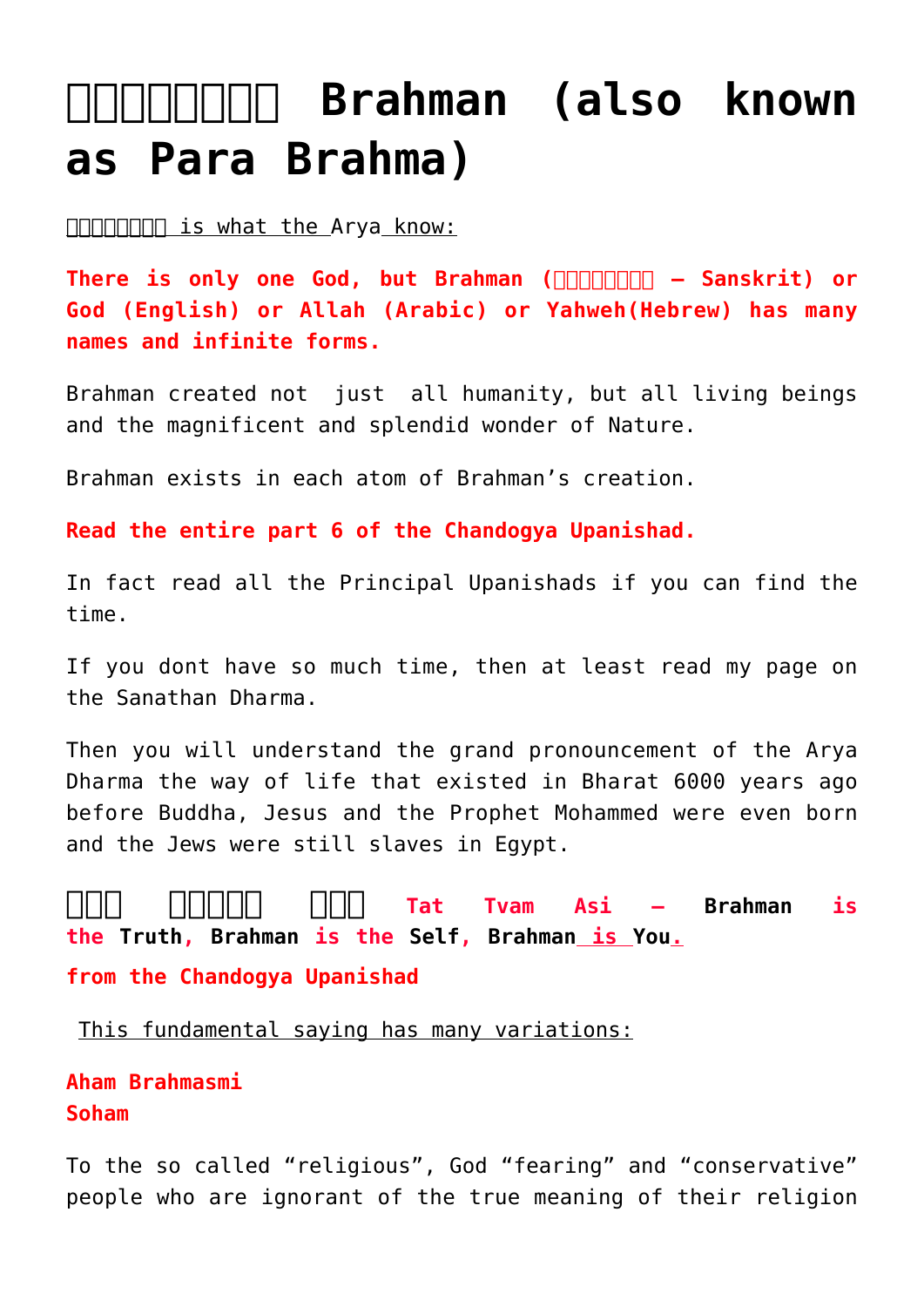# □□□□□□□□ Brahman (also known as Para Brahma)

□□□□□□□□ is what the Arya know:

**There is only one God, but Brahman (□□□□□□□□ – Sanskrit) or God (English) or Allah (Arabic) or Yahweh(Hebrew) has many names and infinite forms.**

Brahman created not just all humanity, but all living beings and the magnificent and splendid wonder of Nature.

Brahman exists in each atom of Brahman's creation.

**Read the entire part 6 of the Chandogya Upanishad.**

In fact read all the Principal Upanishads if you can find the time.

If you dont have so much time, then at least read my page on the Sanathan Dharma.

Then you will understand the grand pronouncement of the Arya Dharma the way of life that existed in Bharat 6000 years ago before Buddha, Jesus and the Prophet Mohammed were even born and the Jews were still slaves in Egypt.

**□□□ □□□□□ □□□ Tat Tvam Asi – Brahman is the Truth, Brahman is the Self, Brahman is You.**

**from the Chandogya Upanishad**

This fundamental saying has many variations:

**Aham Brahmasmi**
**Soham**

To the so called "religious", God "fearing" and "conservative" people who are ignorant of the true meaning of their religion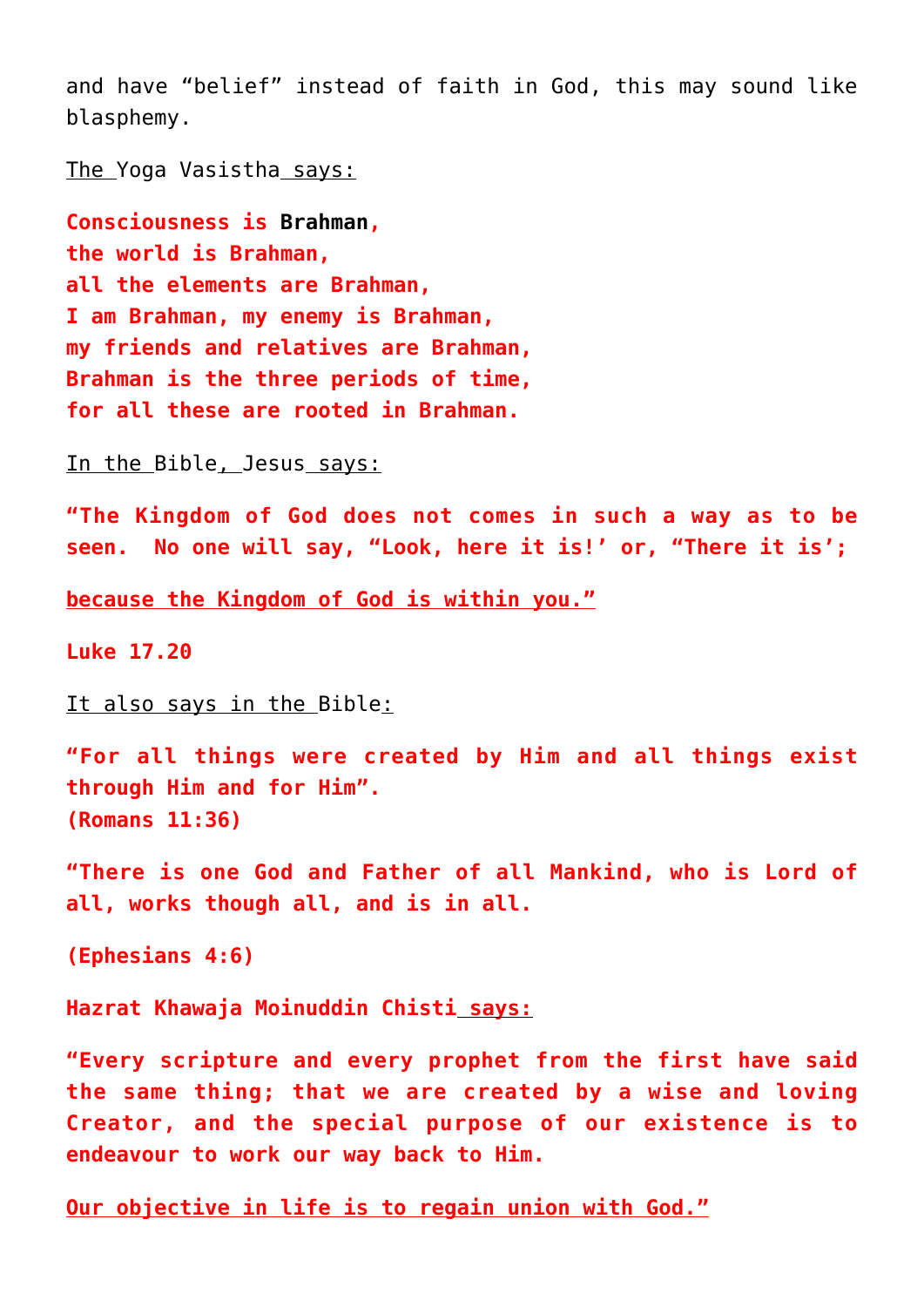and have “belief” instead of faith in God, this may sound like blasphemy.

The Yoga Vasistha says:

**Consciousness is Brahman,**
**the world is Brahman,**
**all the elements are Brahman,**
**I am Brahman, my enemy is Brahman,**
**my friends and relatives are Brahman,**
**Brahman is the three periods of time,**
**for all these are rooted in Brahman.**

In the Bible, Jesus says:

**“The Kingdom of God does not comes in such a way as to be seen. No one will say, “Look, here it is!’ or, “There it is’;**

**because the Kingdom of God is within you.”**

**Luke 17.20**

It also says in the Bible:

**“For all things were created by Him and all things exist through Him and for Him”.**
**(Romans 11:36)**

**“There is one God and Father of all Mankind, who is Lord of all, works though all, and is in all.**

**(Ephesians 4:6)**

**Hazrat Khawaja Moinuddin Chisti says:**

**“Every scripture and every prophet from the first have said the same thing; that we are created by a wise and loving Creator, and the special purpose of our existence is to endeavour to work our way back to Him.**

**Our objective in life is to regain union with God.”**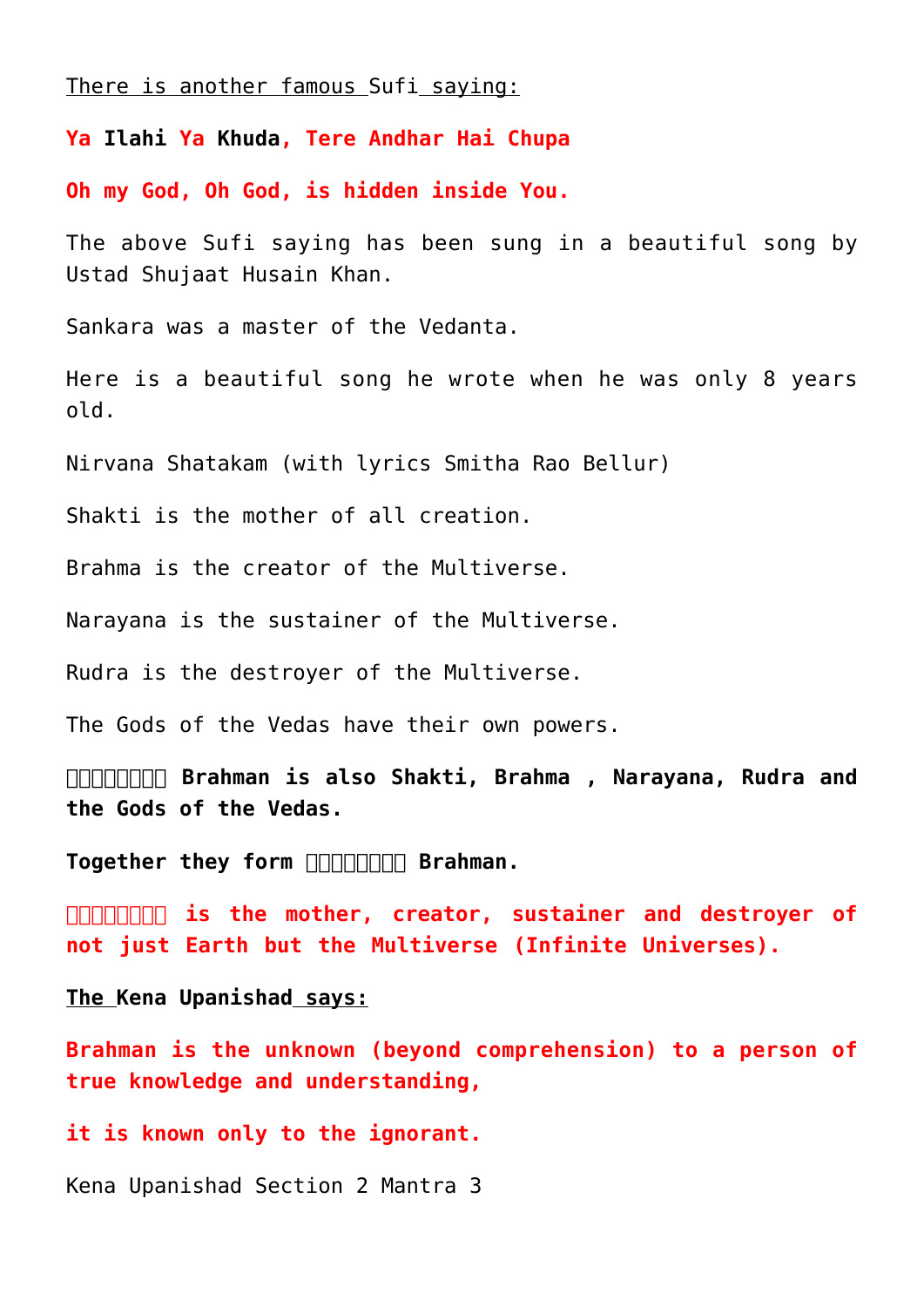There is another famous Sufi saying:

**Ya Ilahi Ya Khuda, Tere Andhar Hai Chupa**

**Oh my God, Oh God, is hidden inside You.**

The above Sufi saying has been sung in a beautiful song by Ustad Shujaat Husain Khan.

Sankara was a master of the Vedanta.

Here is a beautiful song he wrote when he was only 8 years old.

Nirvana Shatakam (with lyrics Smitha Rao Bellur)

Shakti is the mother of all creation.

Brahma is the creator of the Multiverse.

Narayana is the sustainer of the Multiverse.

Rudra is the destroyer of the Multiverse.

The Gods of the Vedas have their own powers.

**□□□□□□□□ Brahman is also Shakti, Brahma , Narayana, Rudra and the Gods of the Vedas.**

**Together they form □□□□□□□□ Brahman.**

**□□□□□□□□ is the mother, creator, sustainer and destroyer of not just Earth but the Multiverse (Infinite Universes).**

**The Kena Upanishad says:**

**Brahman is the unknown (beyond comprehension) to a person of true knowledge and understanding,**

**it is known only to the ignorant.**

Kena Upanishad Section 2 Mantra 3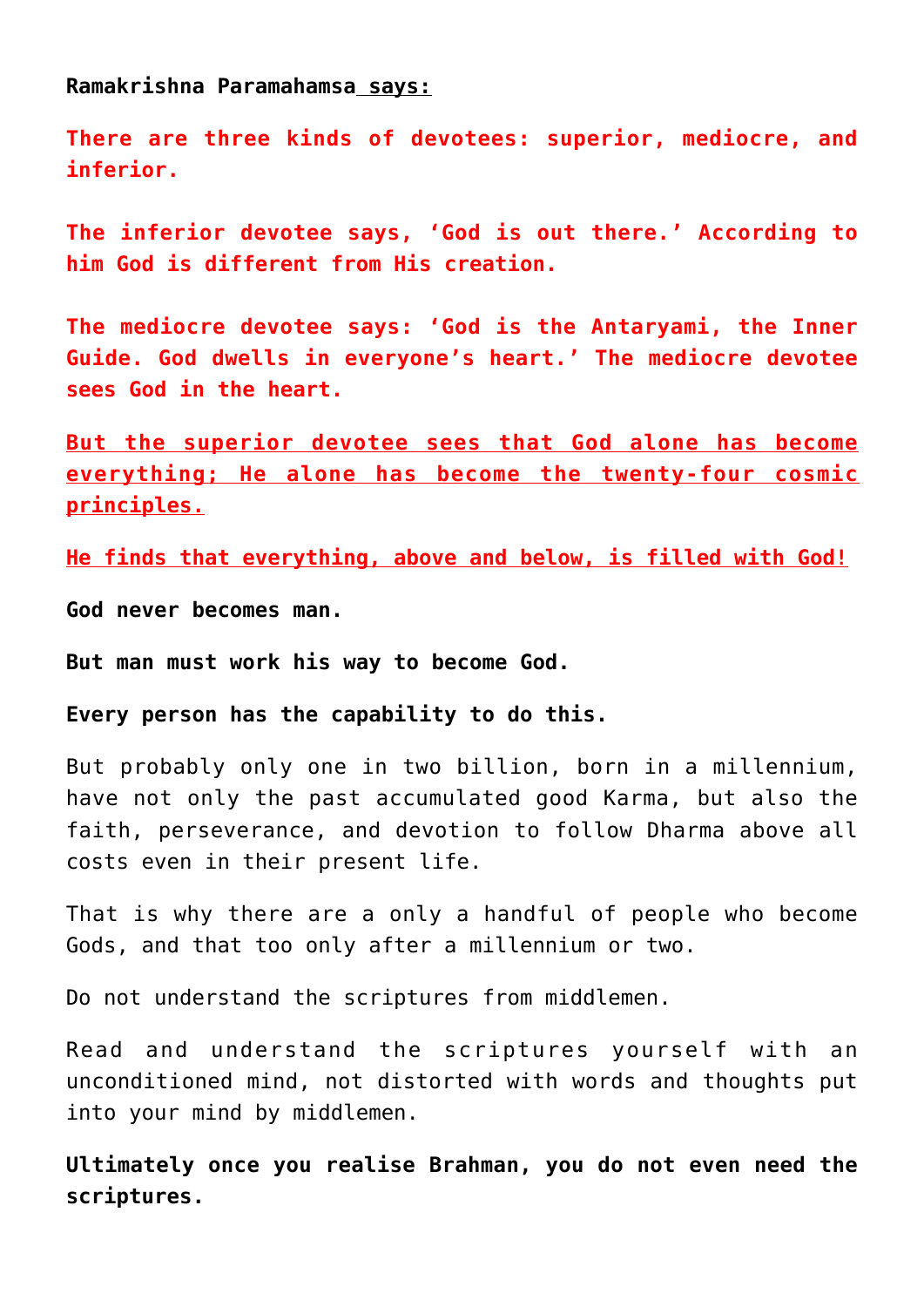**Ramakrishna Paramahamsa says:**

**There are three kinds of devotees: superior, mediocre, and inferior.**

**The inferior devotee says, 'God is out there.' According to him God is different from His creation.**

**The mediocre devotee says: 'God is the Antaryami, the Inner Guide. God dwells in everyone's heart.' The mediocre devotee sees God in the heart.**

**But the superior devotee sees that God alone has become everything; He alone has become the twenty-four cosmic principles.**

**He finds that everything, above and below, is filled with God!**

**God never becomes man.**

**But man must work his way to become God.**

**Every person has the capability to do this.**

But probably only one in two billion, born in a millennium, have not only the past accumulated good Karma, but also the faith, perseverance, and devotion to follow Dharma above all costs even in their present life.

That is why there are a only a handful of people who become Gods, and that too only after a millennium or two.

Do not understand the scriptures from middlemen.

Read and understand the scriptures yourself with an unconditioned mind, not distorted with words and thoughts put into your mind by middlemen.

**Ultimately once you realise Brahman, you do not even need the scriptures.**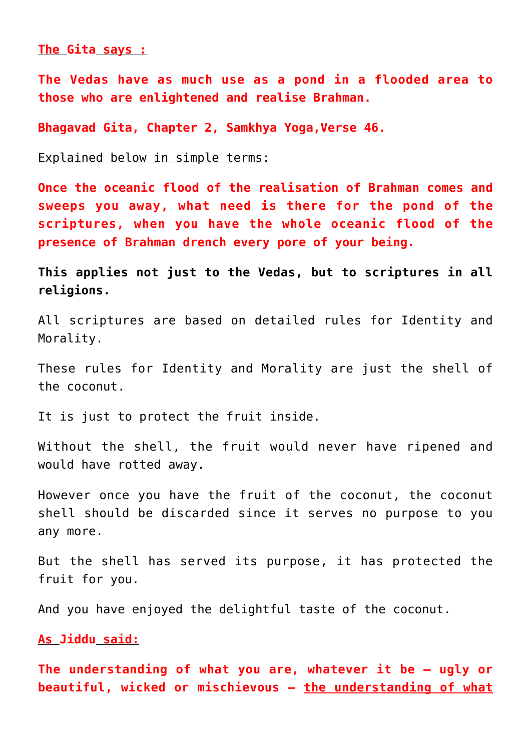**The Gita says :**

**The Vedas have as much use as a pond in a flooded area to those who are enlightened and realise Brahman.**

**Bhagavad Gita, Chapter 2, Samkhya Yoga,Verse 46.**

Explained below in simple terms:

**Once the oceanic flood of the realisation of Brahman comes and sweeps you away, what need is there for the pond of the scriptures, when you have the whole oceanic flood of the presence of Brahman drench every pore of your being.**

**This applies not just to the Vedas, but to scriptures in all religions.**

All scriptures are based on detailed rules for Identity and Morality.

These rules for Identity and Morality are just the shell of the coconut.

It is just to protect the fruit inside.

Without the shell, the fruit would never have ripened and would have rotted away.

However once you have the fruit of the coconut, the coconut shell should be discarded since it serves no purpose to you any more.

But the shell has served its purpose, it has protected the fruit for you.

And you have enjoyed the delightful taste of the coconut.

**As Jiddu said:**

**The understanding of what you are, whatever it be – ugly or beautiful, wicked or mischievous – the understanding of what**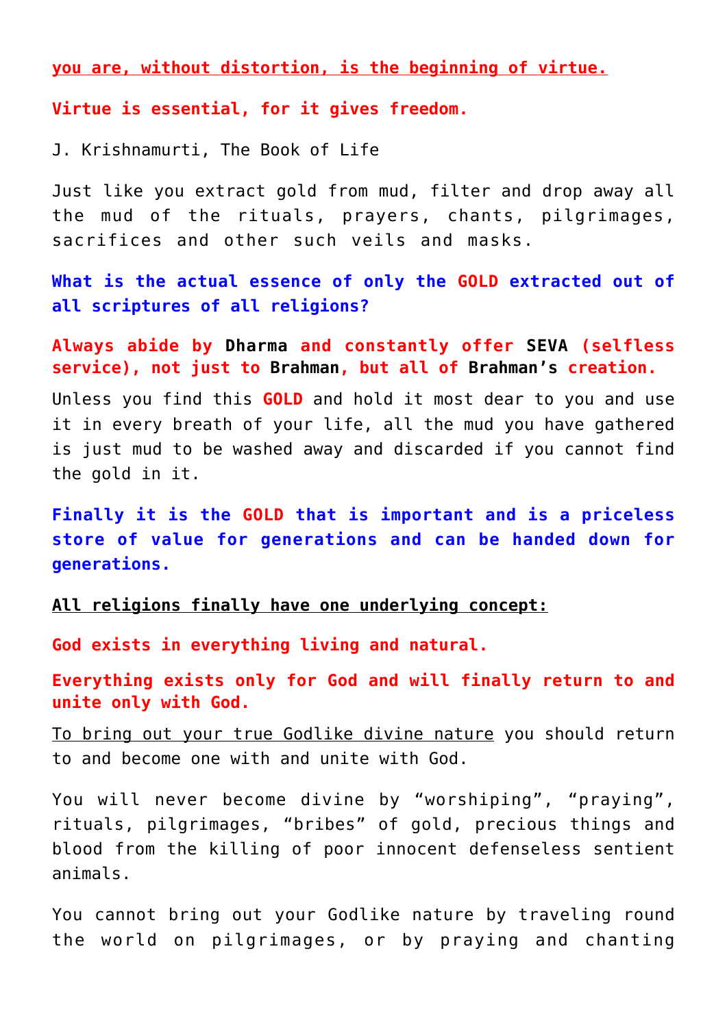**you are, without distortion, is the beginning of virtue.**

**Virtue is essential, for it gives freedom.**

J. Krishnamurti, The Book of Life

Just like you extract gold from mud, filter and drop away all the mud of the rituals, prayers, chants, pilgrimages, sacrifices and other such veils and masks.

**What is the actual essence of only the GOLD extracted out of all scriptures of all religions?**

**Always abide by Dharma and constantly offer SEVA (selfless service), not just to Brahman, but all of Brahman's creation.**

Unless you find this **GOLD** and hold it most dear to you and use it in every breath of your life, all the mud you have gathered is just mud to be washed away and discarded if you cannot find the gold in it.

**Finally it is the GOLD that is important and is a priceless store of value for generations and can be handed down for generations.**

**All religions finally have one underlying concept:**

**God exists in everything living and natural.**

**Everything exists only for God and will finally return to and unite only with God.**

To bring out your true Godlike divine nature you should return to and become one with and unite with God.

You will never become divine by "worshiping", "praying", rituals, pilgrimages, "bribes" of gold, precious things and blood from the killing of poor innocent defenseless sentient animals.

You cannot bring out your Godlike nature by traveling round the world on pilgrimages, or by praying and chanting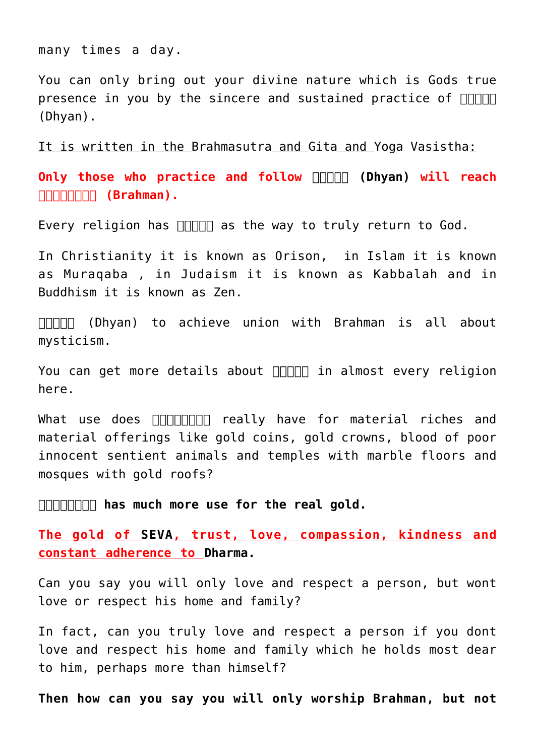many times a day.

You can only bring out your divine nature which is Gods true presence in you by the sincere and sustained practice of □□□□□ (Dhyan).

It is written in the Brahmasutra and Gita and Yoga Vasistha:

**Only those who practice and follow □□□□□ (Dhyan) will reach □□□□□□□□ (Brahman).**

Every religion has □□□□□ as the way to truly return to God.

In Christianity it is known as Orison, in Islam it is known as Muraqaba , in Judaism it is known as Kabbalah and in Buddhism it is known as Zen.

□□□□□ (Dhyan) to achieve union with Brahman is all about mysticism.

You can get more details about □□□□□ in almost every religion here.

What use does □□□□□□□□ really have for material riches and material offerings like gold coins, gold crowns, blood of poor innocent sentient animals and temples with marble floors and mosques with gold roofs?

**□□□□□□□□ has much more use for the real gold.**

**The gold of SEVA, trust, love, compassion, kindness and constant adherence to Dharma.**

Can you say you will only love and respect a person, but wont love or respect his home and family?

In fact, can you truly love and respect a person if you dont love and respect his home and family which he holds most dear to him, perhaps more than himself?

**Then how can you say you will only worship Brahman, but not**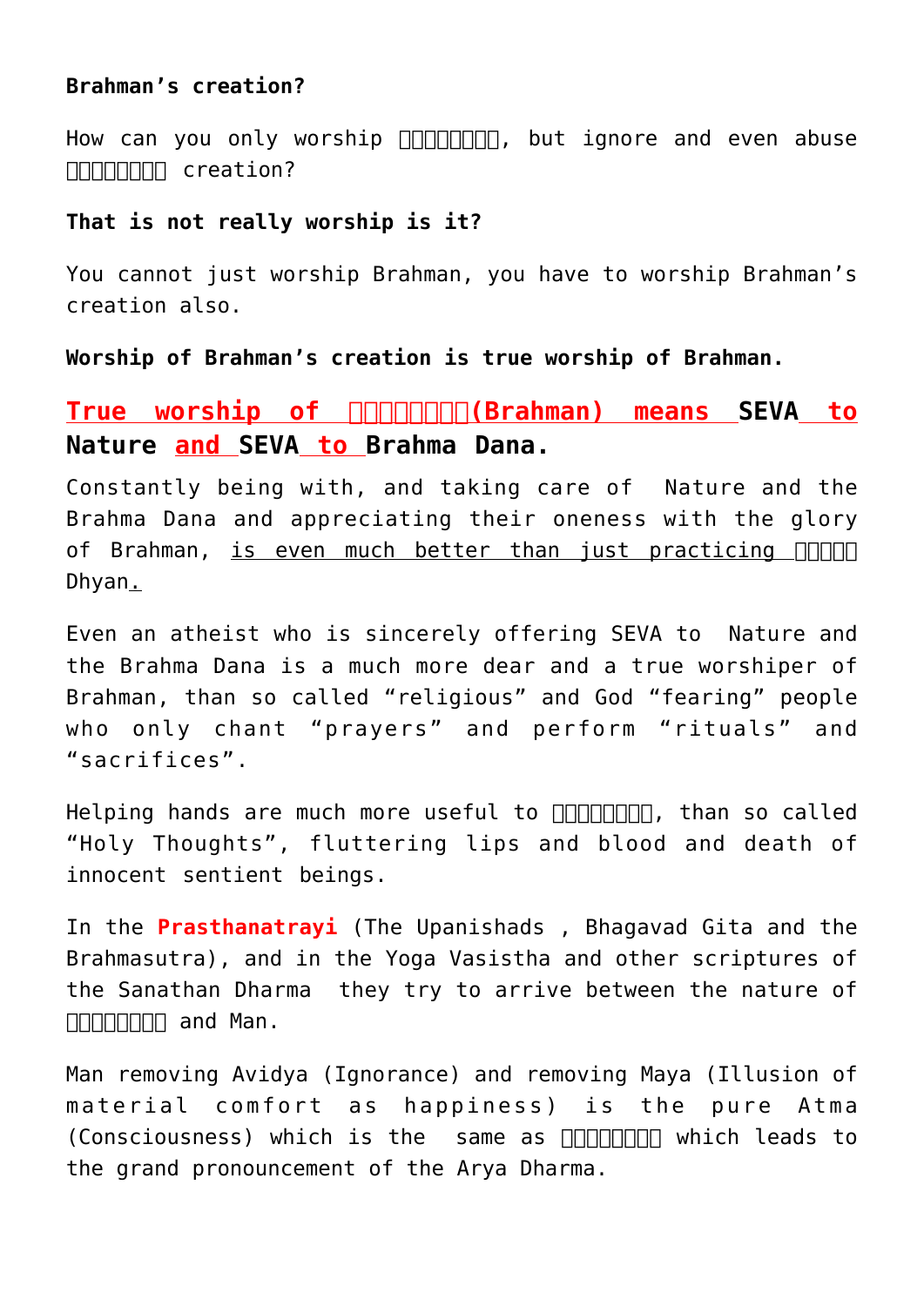**Brahman's creation?**

How can you only worship □□□□□□□□, but ignore and even abuse □□□□□□□□ creation?

**That is not really worship is it?**

You cannot just worship Brahman, you have to worship Brahman's creation also.

**Worship of Brahman's creation is true worship of Brahman.**

## True worship of □□□□□□□□(Brahman) means SEVA to Nature and SEVA to Brahma Dana.

Constantly being with, and taking care of Nature and the Brahma Dana and appreciating their oneness with the glory of Brahman, is even much better than just practicing □□□□□ Dhyan.

Even an atheist who is sincerely offering SEVA to Nature and the Brahma Dana is a much more dear and a true worshiper of Brahman, than so called "religious" and God "fearing" people who only chant "prayers" and perform "rituals" and "sacrifices".

Helping hands are much more useful to □□□□□□□□, than so called "Holy Thoughts", fluttering lips and blood and death of innocent sentient beings.

In the **Prasthanatrayi** (The Upanishads , Bhagavad Gita and the Brahmasutra), and in the Yoga Vasistha and other scriptures of the Sanathan Dharma they try to arrive between the nature of □□□□□□□□ and Man.

Man removing Avidya (Ignorance) and removing Maya (Illusion of material comfort as happiness) is the pure Atma (Consciousness) which is the same as □□□□□□□□ which leads to the grand pronouncement of the Arya Dharma.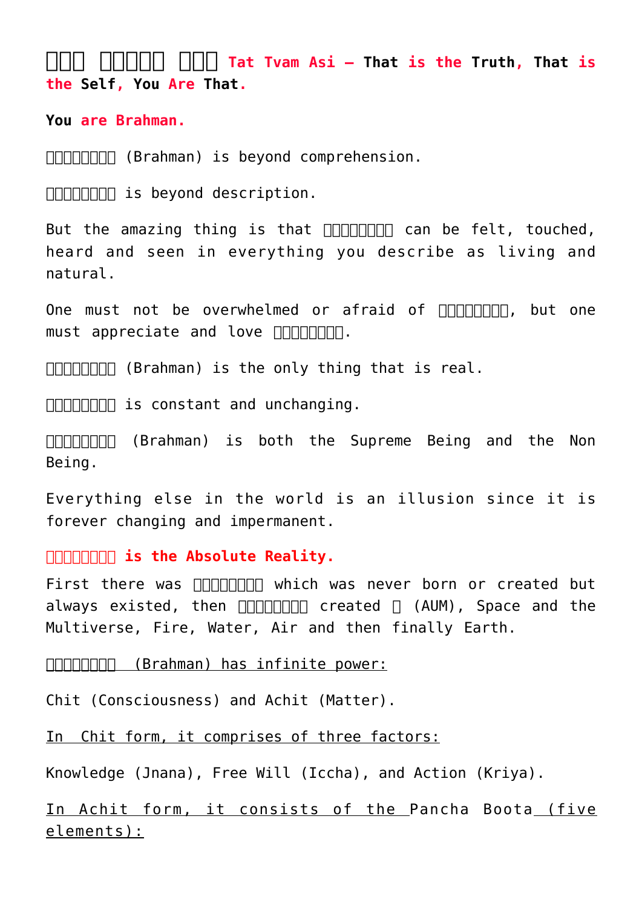**तत् त्वम् असि Tat Tvam Asi – That is the Truth, That is the Self, You Are That.**

**You are Brahman.**

ब्रह्मन् (Brahman) is beyond comprehension.

ब्रह्मन् is beyond description.

But the amazing thing is that ब्रह्मन् can be felt, touched, heard and seen in everything you describe as living and natural.

One must not be overwhelmed or afraid of ब्रह्मन्, but one must appreciate and love ब्रह्मन्.

ब्रह्मन् (Brahman) is the only thing that is real.

ब्रह्मन् is constant and unchanging.

ब्रह्मन् (Brahman) is both the Supreme Being and the Non Being.

Everything else in the world is an illusion since it is forever changing and impermanent.

**ब्रह्मन् is the Absolute Reality.**

First there was ब्रह्मन् which was never born or created but always existed, then ब्रह्मन् created ॐ (AUM), Space and the Multiverse, Fire, Water, Air and then finally Earth.

ब्रह्मन् (Brahman) has infinite power:

Chit (Consciousness) and Achit (Matter).

In Chit form, it comprises of three factors:

Knowledge (Jnana), Free Will (Iccha), and Action (Kriya).

In Achit form, it consists of the Pancha Boota (five elements):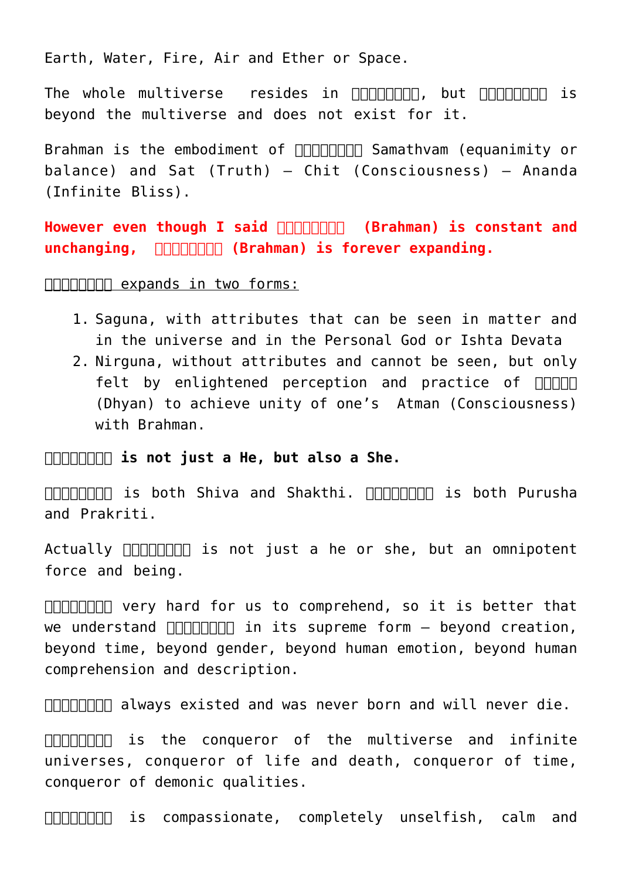Earth, Water, Fire, Air and Ether or Space.

The whole multiverse resides in □□□□□□□□, but □□□□□□□□ is beyond the multiverse and does not exist for it.

Brahman is the embodiment of □□□□□□□□ Samathvam (equanimity or balance) and Sat (Truth) – Chit (Consciousness) – Ananda (Infinite Bliss).

**However even though I said □□□□□□□□ (Brahman) is constant and unchanging, □□□□□□□□ (Brahman) is forever expanding.**

□□□□□□□□ expands in two forms:

1. Saguna, with attributes that can be seen in matter and in the universe and in the Personal God or Ishta Devata
2. Nirguna, without attributes and cannot be seen, but only felt by enlightened perception and practice of □□□□□ (Dhyan) to achieve unity of one's Atman (Consciousness) with Brahman.

**□□□□□□□□ is not just a He, but also a She.**

□□□□□□□□ is both Shiva and Shakthi. □□□□□□□□ is both Purusha and Prakriti.

Actually □□□□□□□□ is not just a he or she, but an omnipotent force and being.

□□□□□□□□ very hard for us to comprehend, so it is better that we understand □□□□□□□□ in its supreme form – beyond creation, beyond time, beyond gender, beyond human emotion, beyond human comprehension and description.

□□□□□□□□ always existed and was never born and will never die.

□□□□□□□□ is the conqueror of the multiverse and infinite universes, conqueror of life and death, conqueror of time, conqueror of demonic qualities.

□□□□□□□□ is compassionate, completely unselfish, calm and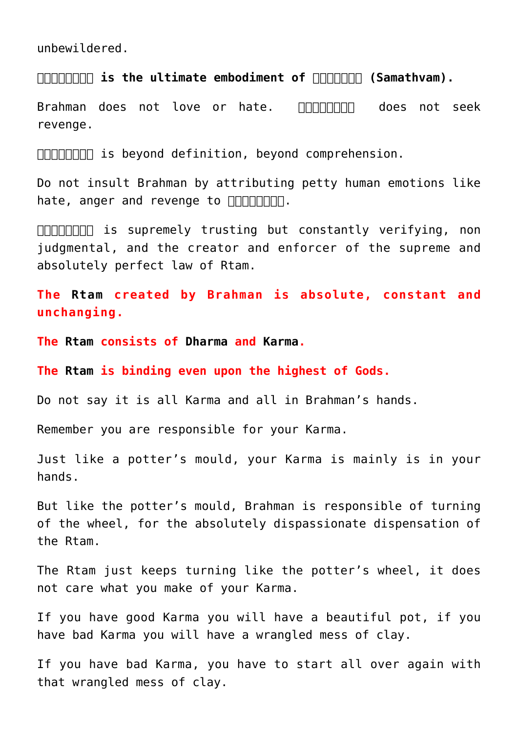unbewildered.

**□□□□□□□□ is the ultimate embodiment of □□□□□□□ (Samathvam).**

Brahman does not love or hate. □□□□□□□□ does not seek revenge.

□□□□□□□□ is beyond definition, beyond comprehension.

Do not insult Brahman by attributing petty human emotions like hate, anger and revenge to □□□□□□□□.

□□□□□□□□ is supremely trusting but constantly verifying, non judgmental, and the creator and enforcer of the supreme and absolutely perfect law of Rtam.

**The Rtam created by Brahman is absolute, constant and unchanging.**

**The Rtam consists of Dharma and Karma.**

**The Rtam is binding even upon the highest of Gods.**

Do not say it is all Karma and all in Brahman's hands.

Remember you are responsible for your Karma.

Just like a potter's mould, your Karma is mainly is in your hands.

But like the potter's mould, Brahman is responsible of turning of the wheel, for the absolutely dispassionate dispensation of the Rtam.

The Rtam just keeps turning like the potter's wheel, it does not care what you make of your Karma.

If you have good Karma you will have a beautiful pot, if you have bad Karma you will have a wrangled mess of clay.

If you have bad Karma, you have to start all over again with that wrangled mess of clay.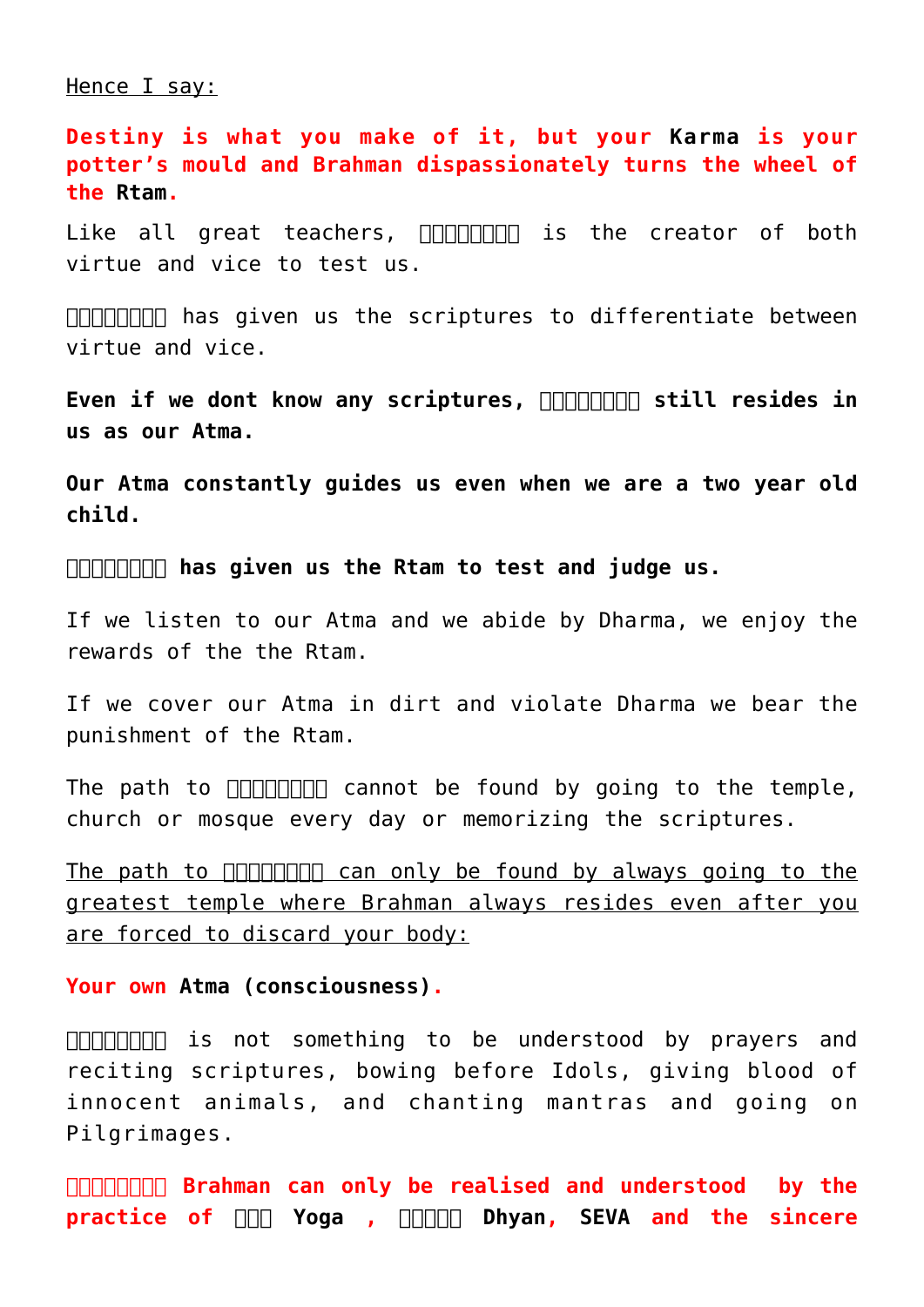Hence I say:

**Destiny is what you make of it, but your Karma is your potter's mould and Brahman dispassionately turns the wheel of the Rtam.**

Like all great teachers, □□□□□□□□ is the creator of both virtue and vice to test us.

□□□□□□□□ has given us the scriptures to differentiate between virtue and vice.

**Even if we dont know any scriptures, □□□□□□□□ still resides in us as our Atma.**

**Our Atma constantly guides us even when we are a two year old child.**

**□□□□□□□□ has given us the Rtam to test and judge us.**

If we listen to our Atma and we abide by Dharma, we enjoy the rewards of the the Rtam.

If we cover our Atma in dirt and violate Dharma we bear the punishment of the Rtam.

The path to □□□□□□□□ cannot be found by going to the temple, church or mosque every day or memorizing the scriptures.

The path to □□□□□□□□ can only be found by always going to the greatest temple where Brahman always resides even after you are forced to discard your body:

**Your own Atma (consciousness).**

□□□□□□□□ is not something to be understood by prayers and reciting scriptures, bowing before Idols, giving blood of innocent animals, and chanting mantras and going on Pilgrimages.

**□□□□□□□□ Brahman can only be realised and understood by the practice of □□□ Yoga , □□□□□ Dhyan, SEVA and the sincere**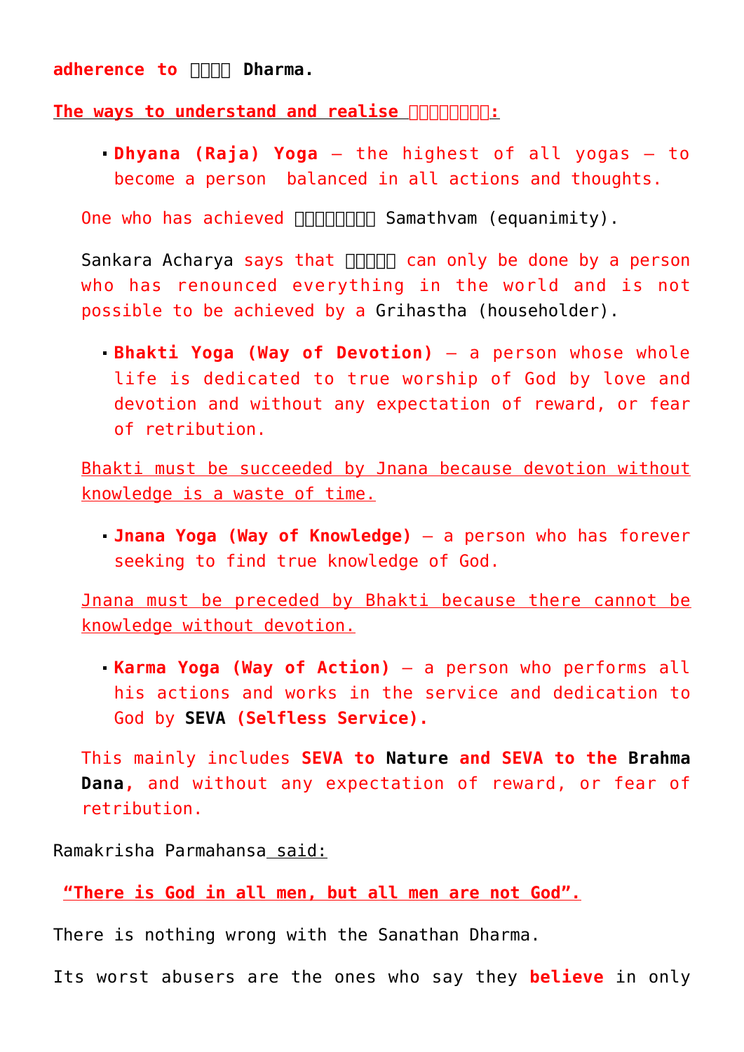**adherence to □□□□ Dharma.**

**The ways to understand and realise □□□□□□□□:**

- **Dhyana (Raja) Yoga** – the highest of all yogas – to become a person balanced in all actions and thoughts.

One who has achieved □□□□□□□□ Samathvam (equanimity).

Sankara Acharya says that □□□□□ can only be done by a person who has renounced everything in the world and is not possible to be achieved by a Grihastha (householder).

- **Bhakti Yoga (Way of Devotion)** – a person whose whole life is dedicated to true worship of God by love and devotion and without any expectation of reward, or fear of retribution.

Bhakti must be succeeded by Jnana because devotion without knowledge is a waste of time.

- **Jnana Yoga (Way of Knowledge)** – a person who has forever seeking to find true knowledge of God.

Jnana must be preceded by Bhakti because there cannot be knowledge without devotion.

- **Karma Yoga (Way of Action)** – a person who performs all his actions and works in the service and dedication to God by **SEVA (Selfless Service).**

This mainly includes **SEVA to Nature and SEVA to the Brahma Dana,** and without any expectation of reward, or fear of retribution.

Ramakrisha Parmahansa said:

**"There is God in all men, but all men are not God".**

There is nothing wrong with the Sanathan Dharma.

Its worst abusers are the ones who say they **believe** in only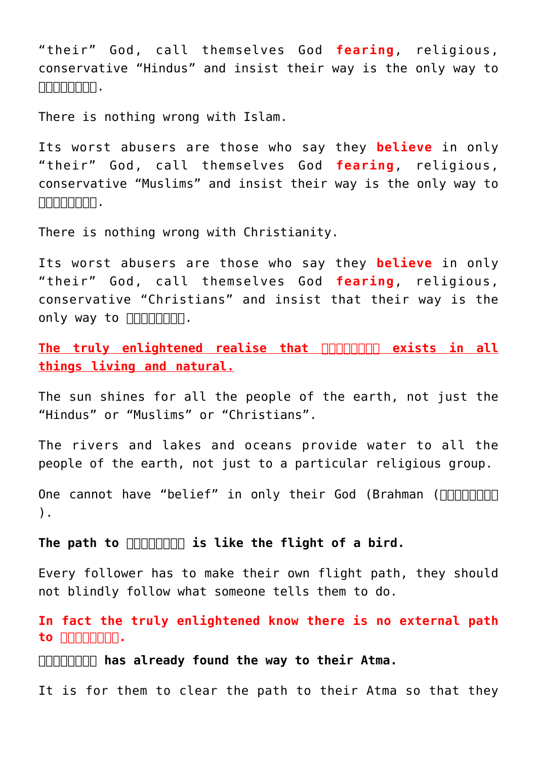"their" God, call themselves God **fearing**, religious, conservative "Hindus" and insist their way is the only way to □□□□□□□□.

There is nothing wrong with Islam.

Its worst abusers are those who say they **believe** in only "their" God, call themselves God **fearing**, religious, conservative "Muslims" and insist their way is the only way to □□□□□□□□.

There is nothing wrong with Christianity.

Its worst abusers are those who say they **believe** in only "their" God, call themselves God **fearing**, religious, conservative "Christians" and insist that their way is the only way to □□□□□□□□.

**The truly enlightened realise that □□□□□□□□ exists in all things living and natural.**

The sun shines for all the people of the earth, not just the "Hindus" or "Muslims" or "Christians".

The rivers and lakes and oceans provide water to all the people of the earth, not just to a particular religious group.

One cannot have "belief" in only their God (Brahman (□□□□□□□□ ).

**The path to □□□□□□□□ is like the flight of a bird.**

Every follower has to make their own flight path, they should not blindly follow what someone tells them to do.

**In fact the truly enlightened know there is no external path to □□□□□□□□.**

**□□□□□□□□ has already found the way to their Atma.**

It is for them to clear the path to their Atma so that they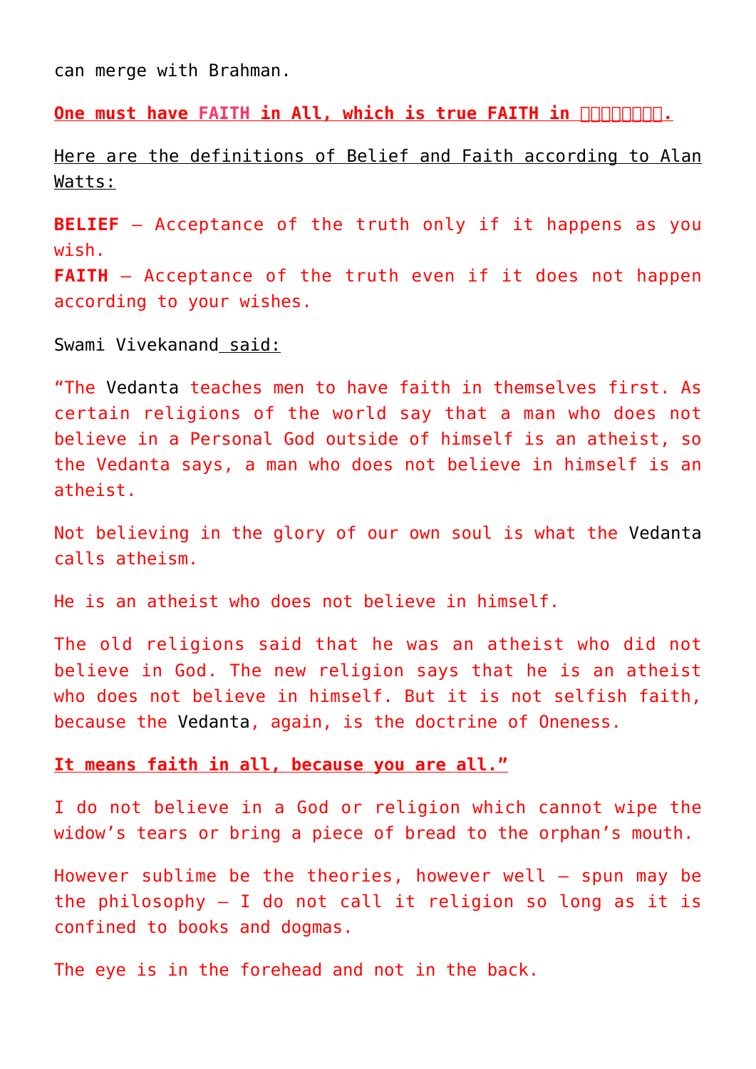can merge with Brahman.

**One must have FAITH in All, which is true FAITH in □□□□□□□□.**

Here are the definitions of Belief and Faith according to Alan Watts:

**BELIEF** – Acceptance of the truth only if it happens as you wish.
**FAITH** – Acceptance of the truth even if it does not happen according to your wishes.

Swami Vivekanand said:

"The Vedanta teaches men to have faith in themselves first. As certain religions of the world say that a man who does not believe in a Personal God outside of himself is an atheist, so the Vedanta says, a man who does not believe in himself is an atheist.

Not believing in the glory of our own soul is what the Vedanta calls atheism.

He is an atheist who does not believe in himself.

The old religions said that he was an atheist who did not believe in God. The new religion says that he is an atheist who does not believe in himself. But it is not selfish faith, because the Vedanta, again, is the doctrine of Oneness.

**It means faith in all, because you are all."**

I do not believe in a God or religion which cannot wipe the widow's tears or bring a piece of bread to the orphan's mouth.

However sublime be the theories, however well – spun may be the philosophy – I do not call it religion so long as it is confined to books and dogmas.

The eye is in the forehead and not in the back.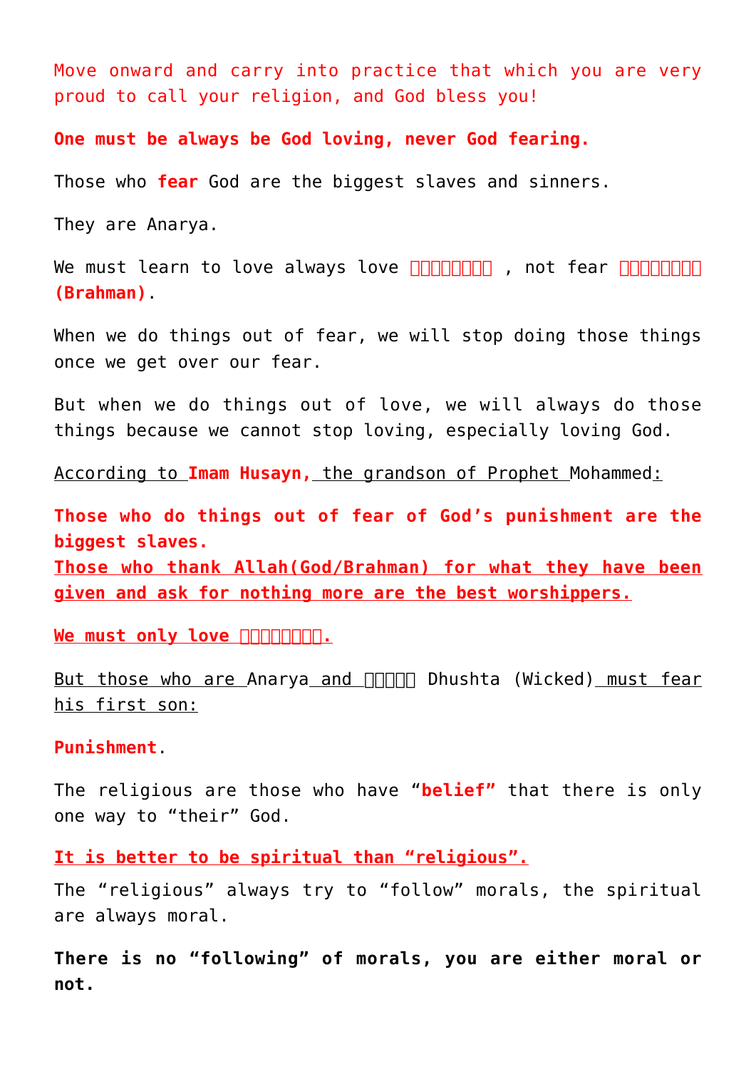Move onward and carry into practice that which you are very proud to call your religion, and God bless you!

**One must be always be God loving, never God fearing.**

Those who **fear** God are the biggest slaves and sinners.

They are Anarya.

We must learn to love always love ब्रह्मन् , not fear ब्रह्मन् **(Brahman)**.

When we do things out of fear, we will stop doing those things once we get over our fear.

But when we do things out of love, we will always do those things because we cannot stop loving, especially loving God.

According to **Imam Husayn,** the grandson of Prophet Mohammed:

**Those who do things out of fear of God's punishment are the biggest slaves.**
**Those who thank Allah(God/Brahman) for what they have been given and ask for nothing more are the best worshippers.**

**We must only love ब्रह्मन्.**

But those who are Anarya and दुष्ट Dhushta (Wicked) must fear his first son:

**Punishment**.

The religious are those who have "**belief**" that there is only one way to "their" God.

**It is better to be spiritual than "religious".**

The "religious" always try to "follow" morals, the spiritual are always moral.

**There is no "following" of morals, you are either moral or not.**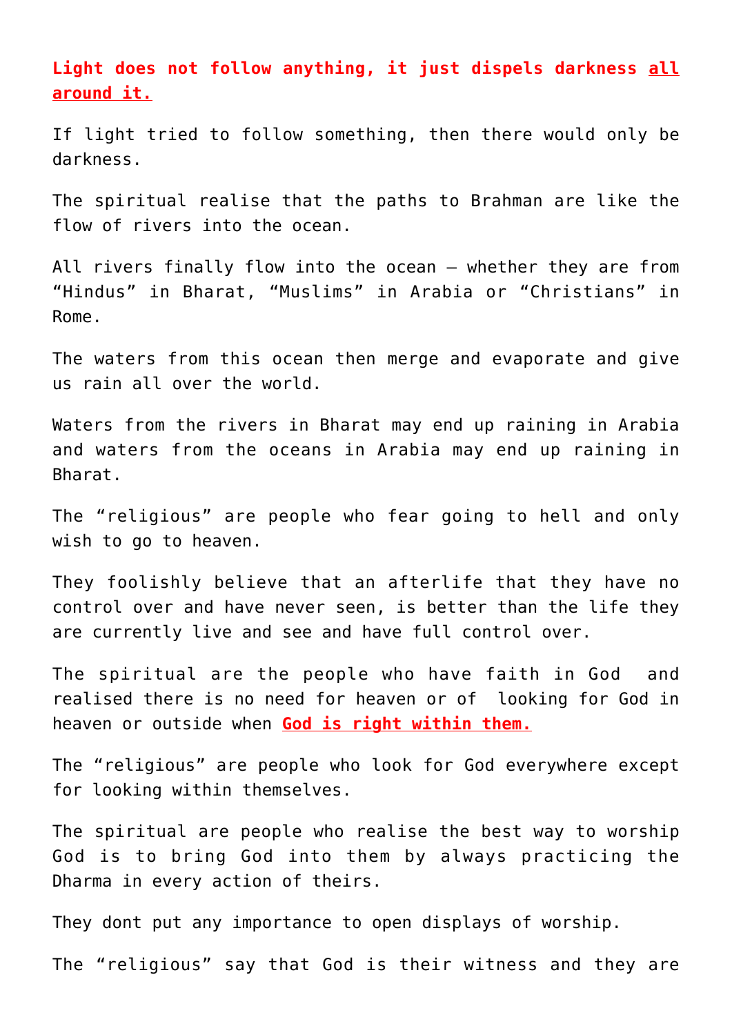**Light does not follow anything, it just dispels darkness <u>all around it.</u>**

If light tried to follow something, then there would only be darkness.

The spiritual realise that the paths to Brahman are like the flow of rivers into the ocean.

All rivers finally flow into the ocean – whether they are from "Hindus" in Bharat, "Muslims" in Arabia or "Christians" in Rome.

The waters from this ocean then merge and evaporate and give us rain all over the world.

Waters from the rivers in Bharat may end up raining in Arabia and waters from the oceans in Arabia may end up raining in Bharat.

The "religious" are people who fear going to hell and only wish to go to heaven.

They foolishly believe that an afterlife that they have no control over and have never seen, is better than the life they are currently live and see and have full control over.

The spiritual are the people who have faith in God and realised there is no need for heaven or of looking for God in heaven or outside when **<u>God is right within them.</u>**

The "religious" are people who look for God everywhere except for looking within themselves.

The spiritual are people who realise the best way to worship God is to bring God into them by always practicing the Dharma in every action of theirs.

They dont put any importance to open displays of worship.

The "religious" say that God is their witness and they are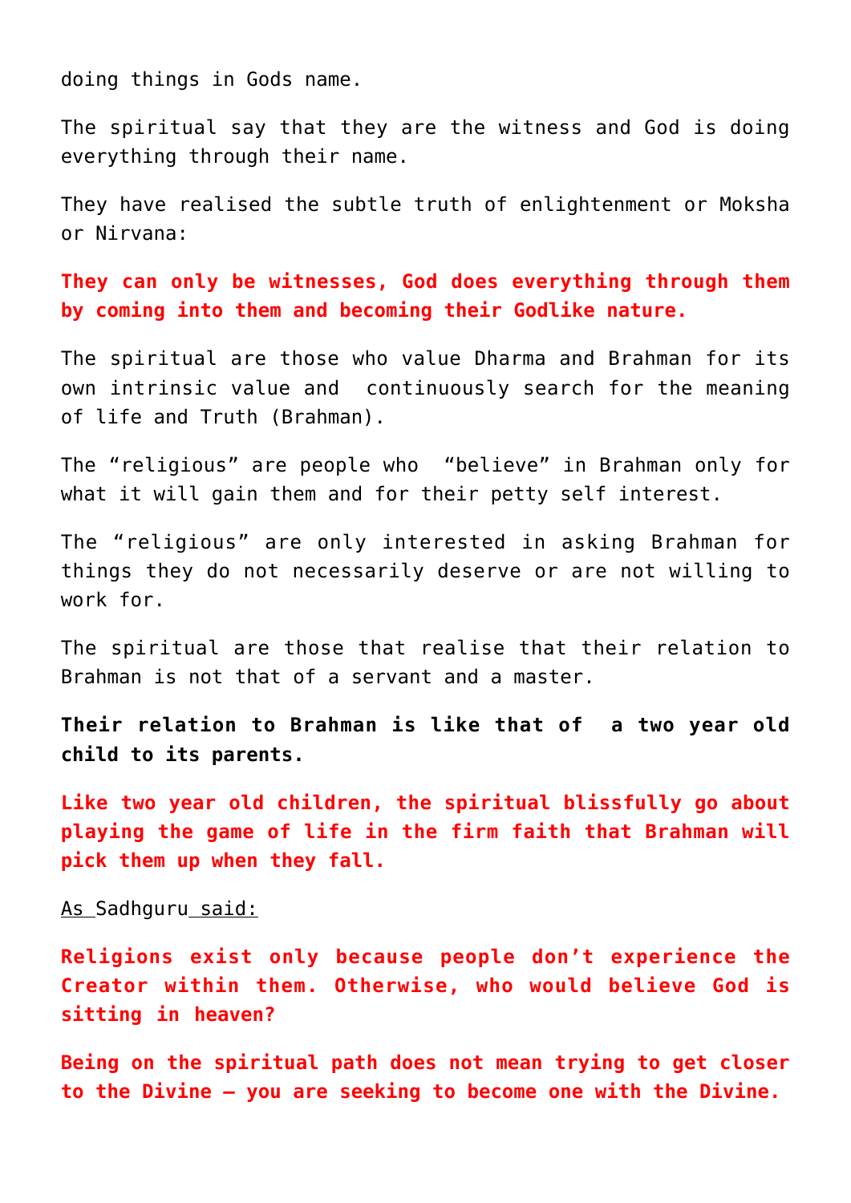doing things in Gods name.

The spiritual say that they are the witness and God is doing everything through their name.

They have realised the subtle truth of enlightenment or Moksha or Nirvana:

**They can only be witnesses, God does everything through them by coming into them and becoming their Godlike nature.**

The spiritual are those who value Dharma and Brahman for its own intrinsic value and continuously search for the meaning of life and Truth (Brahman).

The "religious" are people who "believe" in Brahman only for what it will gain them and for their petty self interest.

The "religious" are only interested in asking Brahman for things they do not necessarily deserve or are not willing to work for.

The spiritual are those that realise that their relation to Brahman is not that of a servant and a master.

**Their relation to Brahman is like that of a two year old child to its parents.**

**Like two year old children, the spiritual blissfully go about playing the game of life in the firm faith that Brahman will pick them up when they fall.**

As Sadhguru said:

**Religions exist only because people don't experience the Creator within them. Otherwise, who would believe God is sitting in heaven?**

**Being on the spiritual path does not mean trying to get closer to the Divine – you are seeking to become one with the Divine.**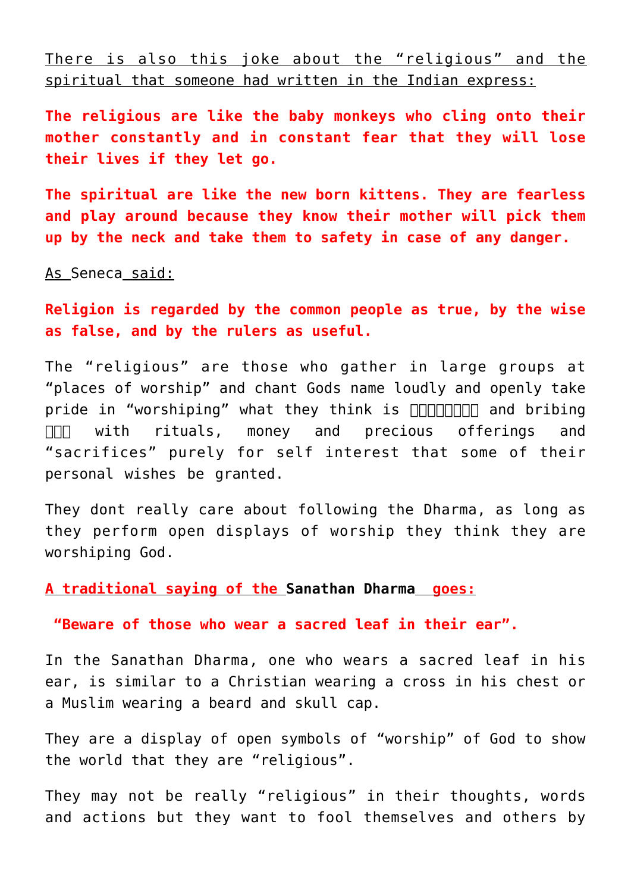There is also this joke about the "religious" and the spiritual that someone had written in the Indian express:

**The religious are like the baby monkeys who cling onto their mother constantly and in constant fear that they will lose their lives if they let go.**

**The spiritual are like the new born kittens. They are fearless and play around because they know their mother will pick them up by the neck and take them to safety in case of any danger.**

As Seneca said:

**Religion is regarded by the common people as true, by the wise as false, and by the rulers as useful.**

The "religious" are those who gather in large groups at "places of worship" and chant Gods name loudly and openly take pride in "worshiping" what they think is □□□□□□□□ and bribing □□□ with rituals, money and precious offerings and "sacrifices" purely for self interest that some of their personal wishes be granted.

They dont really care about following the Dharma, as long as they perform open displays of worship they think they are worshiping God.

**A traditional saying of the Sanathan Dharma goes:**

**"Beware of those who wear a sacred leaf in their ear".**

In the Sanathan Dharma, one who wears a sacred leaf in his ear, is similar to a Christian wearing a cross in his chest or a Muslim wearing a beard and skull cap.

They are a display of open symbols of "worship" of God to show the world that they are "religious".

They may not be really "religious" in their thoughts, words and actions but they want to fool themselves and others by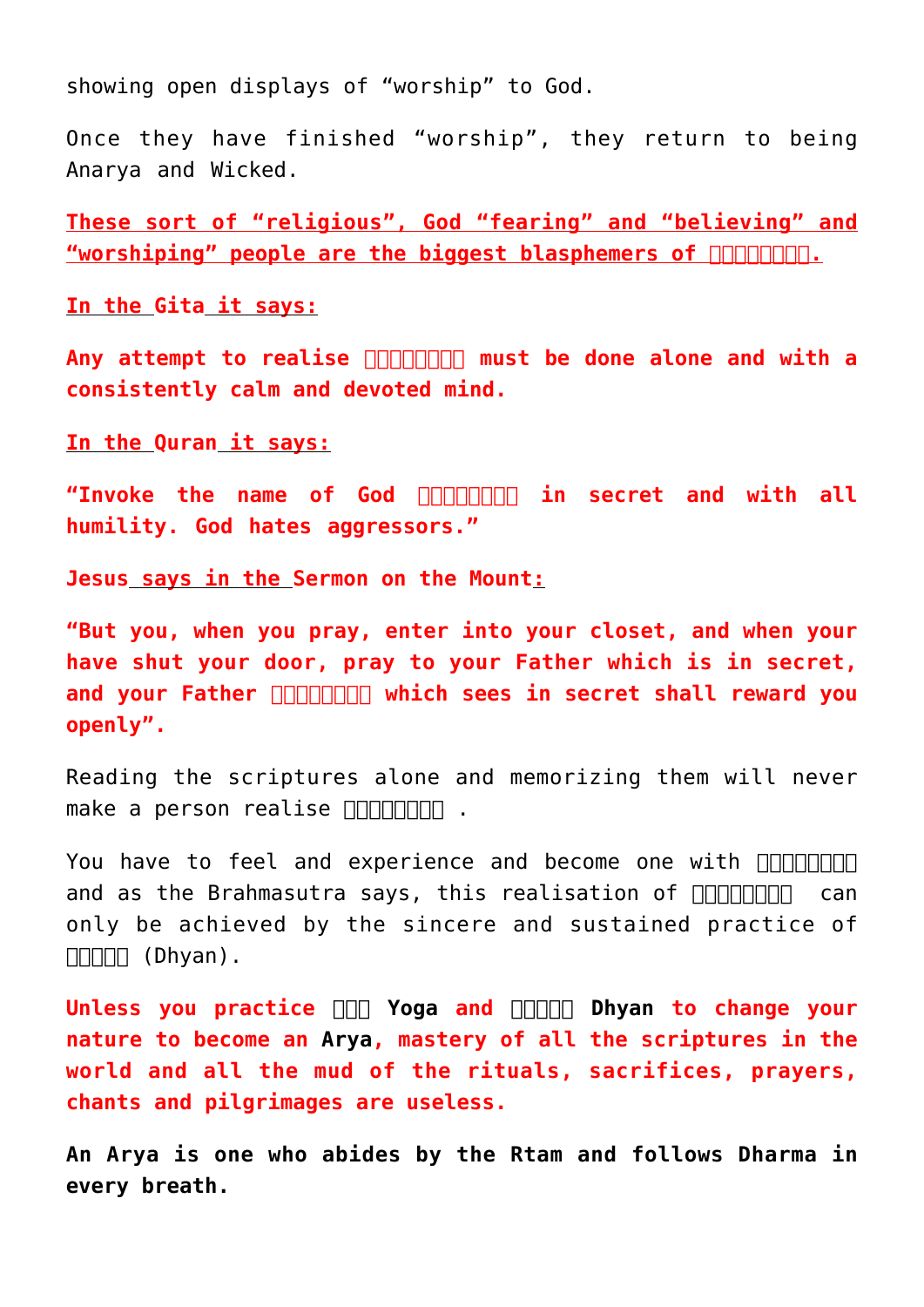showing open displays of "worship" to God.

Once they have finished "worship", they return to being Anarya and Wicked.

**These sort of "religious", God "fearing" and "believing" and "worshiping" people are the biggest blasphemers of □□□□□□□□.**

**In the Gita it says:**

**Any attempt to realise □□□□□□□□ must be done alone and with a consistently calm and devoted mind.**

**In the Quran it says:**

**"Invoke the name of God □□□□□□□□ in secret and with all humility. God hates aggressors."**

**Jesus says in the Sermon on the Mount:**

**"But you, when you pray, enter into your closet, and when your have shut your door, pray to your Father which is in secret, and your Father □□□□□□□□ which sees in secret shall reward you openly".**

Reading the scriptures alone and memorizing them will never make a person realise □□□□□□□□ .

You have to feel and experience and become one with □□□□□□□□ and as the Brahmasutra says, this realisation of □□□□□□□□ can only be achieved by the sincere and sustained practice of □□□□□ (Dhyan).

**Unless you practice □□□ Yoga and □□□□□ Dhyan to change your nature to become an Arya, mastery of all the scriptures in the world and all the mud of the rituals, sacrifices, prayers, chants and pilgrimages are useless.**

**An Arya is one who abides by the Rtam and follows Dharma in every breath.**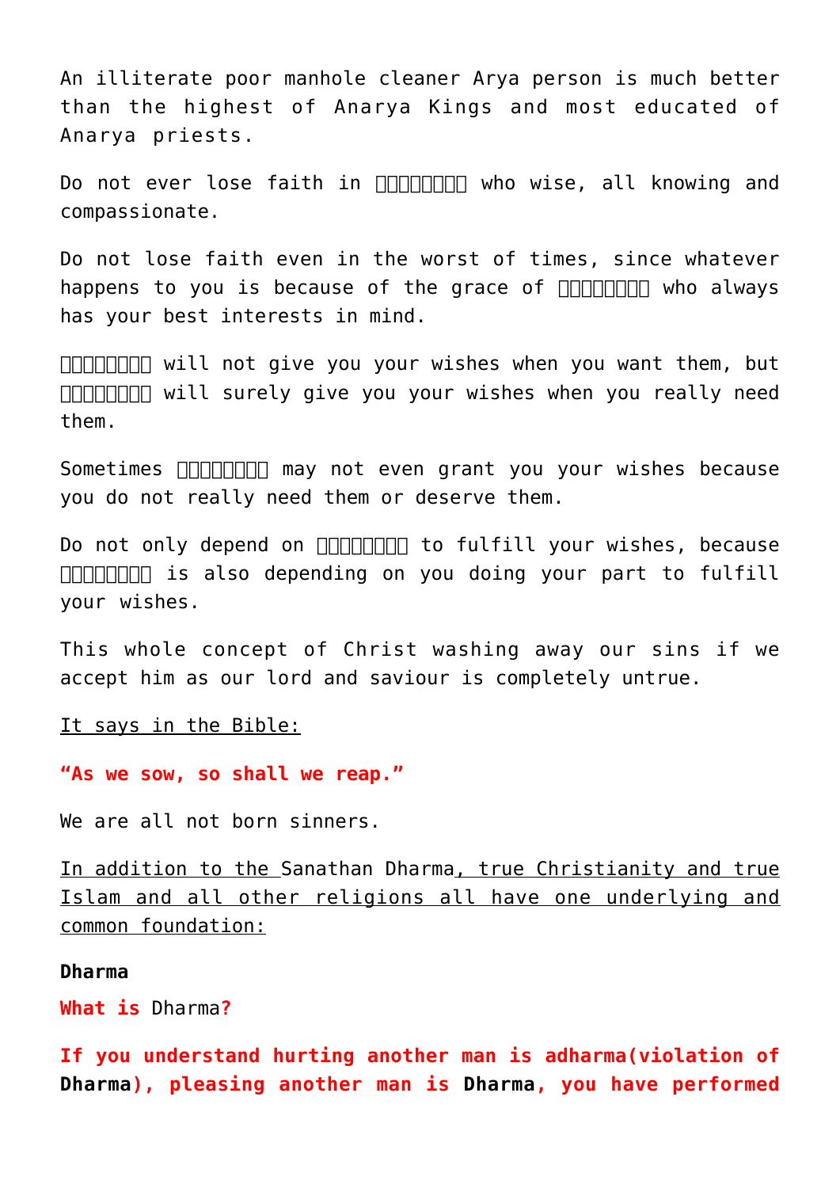An illiterate poor manhole cleaner Arya person is much better than the highest of Anarya Kings and most educated of Anarya priests.

Do not ever lose faith in □□□□□□□□ who wise, all knowing and compassionate.

Do not lose faith even in the worst of times, since whatever happens to you is because of the grace of □□□□□□□□ who always has your best interests in mind.

□□□□□□□□ will not give you your wishes when you want them, but □□□□□□□□ will surely give you your wishes when you really need them.

Sometimes □□□□□□□□ may not even grant you your wishes because you do not really need them or deserve them.

Do not only depend on □□□□□□□□ to fulfill your wishes, because □□□□□□□□ is also depending on you doing your part to fulfill your wishes.

This whole concept of Christ washing away our sins if we accept him as our lord and saviour is completely untrue.

It says in the Bible:

**"As we sow, so shall we reap."**

We are all not born sinners.

In addition to the Sanathan Dharma, true Christianity and true Islam and all other religions all have one underlying and common foundation:

**Dharma**

**What is** Dharma**?**

**If you understand hurting another man is adharma(violation of Dharma), pleasing another man is Dharma, you have performed**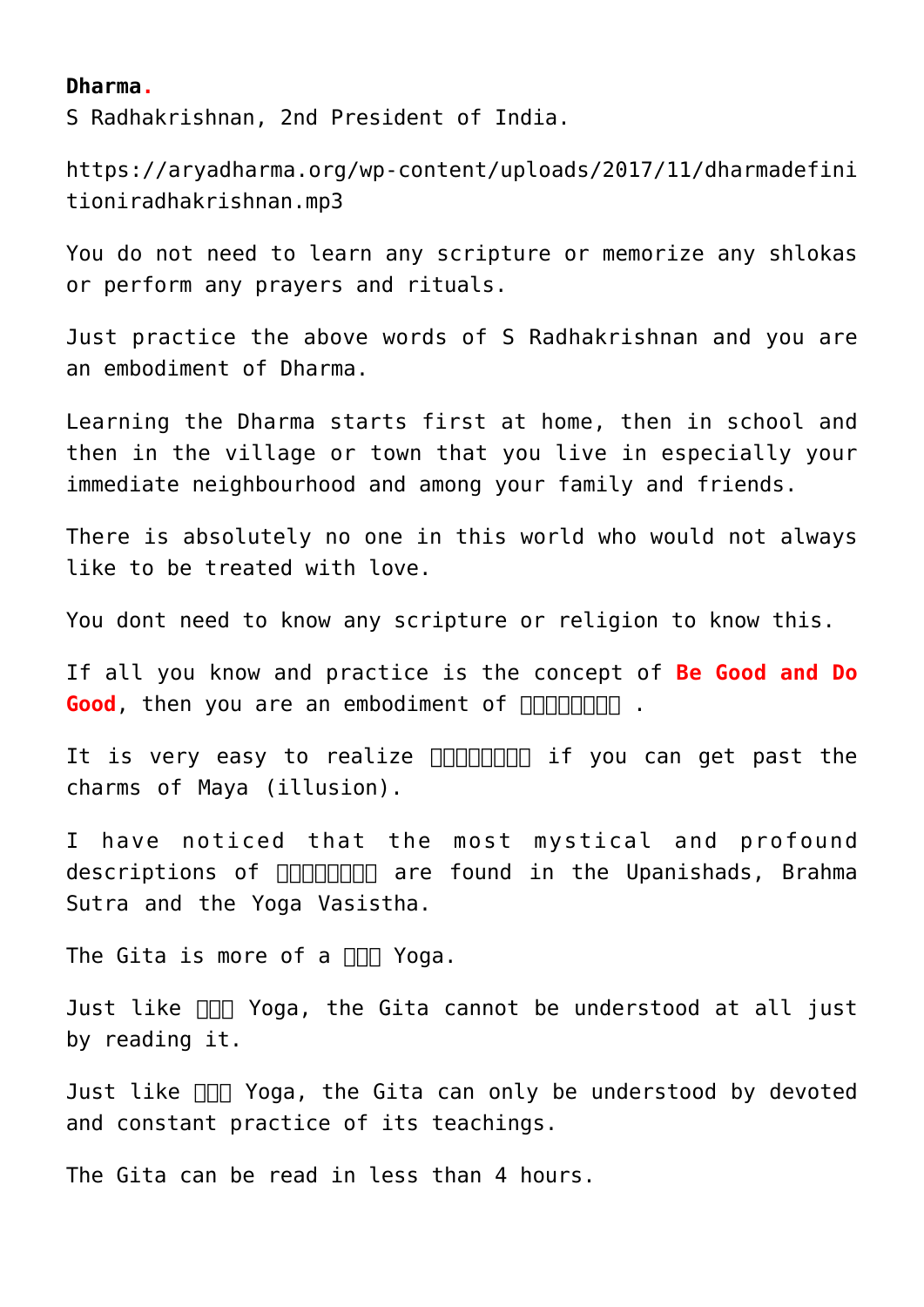**Dharma.**

S Radhakrishnan, 2nd President of India.

https://aryadharma.org/wp-content/uploads/2017/11/dharmadefinitioniradhakrishnan.mp3

You do not need to learn any scripture or memorize any shlokas or perform any prayers and rituals.

Just practice the above words of S Radhakrishnan and you are an embodiment of Dharma.

Learning the Dharma starts first at home, then in school and then in the village or town that you live in especially your immediate neighbourhood and among your family and friends.

There is absolutely no one in this world who would not always like to be treated with love.

You dont need to know any scripture or religion to know this.

If all you know and practice is the concept of **Be Good and Do Good**, then you are an embodiment of □□□□□□□□□ .

It is very easy to realize □□□□□□□□□ if you can get past the charms of Maya (illusion).

I have noticed that the most mystical and profound descriptions of □□□□□□□□□ are found in the Upanishads, Brahma Sutra and the Yoga Vasistha.

The Gita is more of a □□□ Yoga.

Just like □□□ Yoga, the Gita cannot be understood at all just by reading it.

Just like □□□ Yoga, the Gita can only be understood by devoted and constant practice of its teachings.

The Gita can be read in less than 4 hours.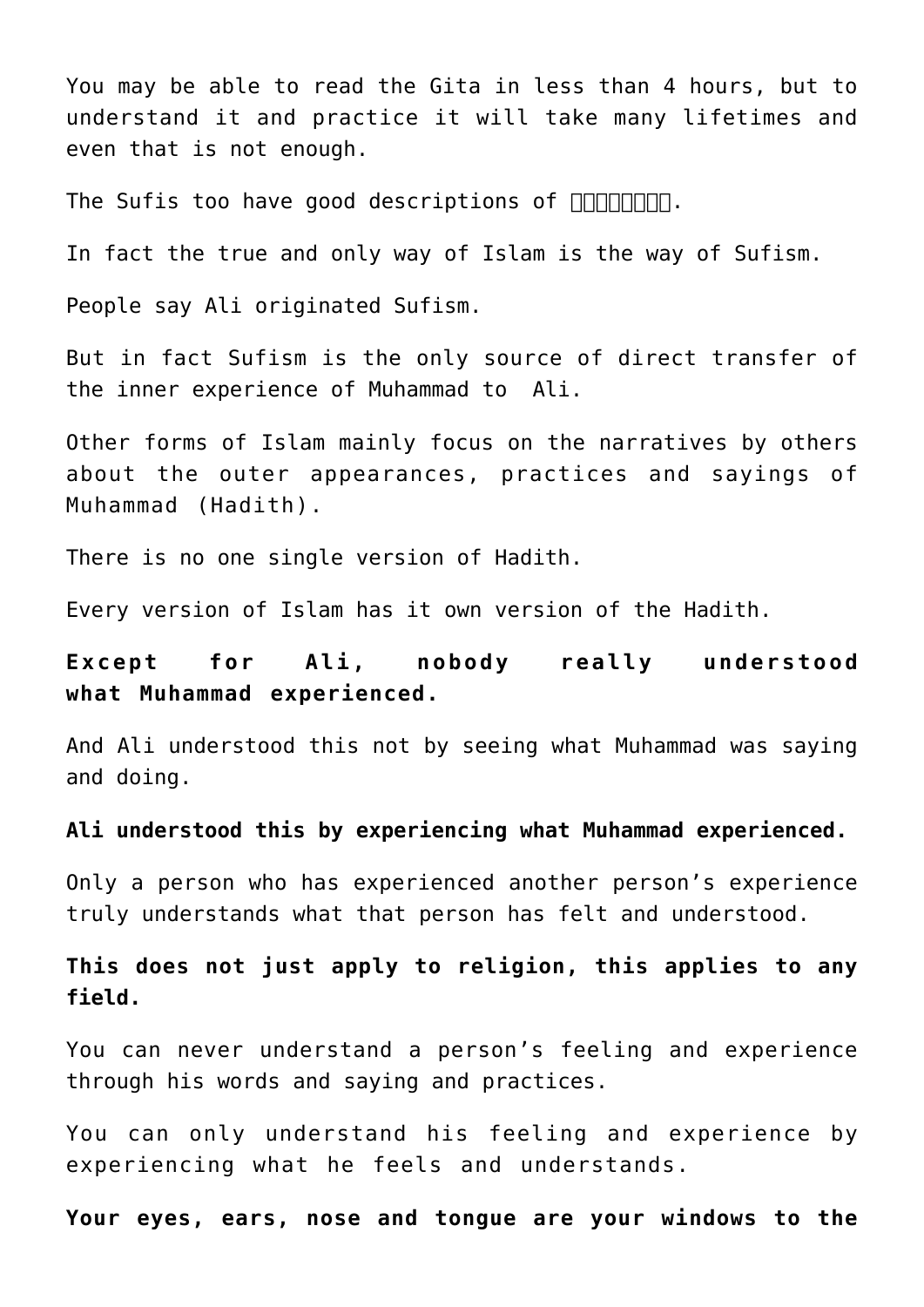You may be able to read the Gita in less than 4 hours, but to understand it and practice it will take many lifetimes and even that is not enough.

The Sufis too have good descriptions of □□□□□□□□.

In fact the true and only way of Islam is the way of Sufism.

People say Ali originated Sufism.

But in fact Sufism is the only source of direct transfer of the inner experience of Muhammad to Ali.

Other forms of Islam mainly focus on the narratives by others about the outer appearances, practices and sayings of Muhammad (Hadith).

There is no one single version of Hadith.

Every version of Islam has it own version of the Hadith.

**Except for Ali, nobody really understood what Muhammad experienced.**

And Ali understood this not by seeing what Muhammad was saying and doing.

**Ali understood this by experiencing what Muhammad experienced.**

Only a person who has experienced another person's experience truly understands what that person has felt and understood.

**This does not just apply to religion, this applies to any field.**

You can never understand a person's feeling and experience through his words and saying and practices.

You can only understand his feeling and experience by experiencing what he feels and understands.

**Your eyes, ears, nose and tongue are your windows to the**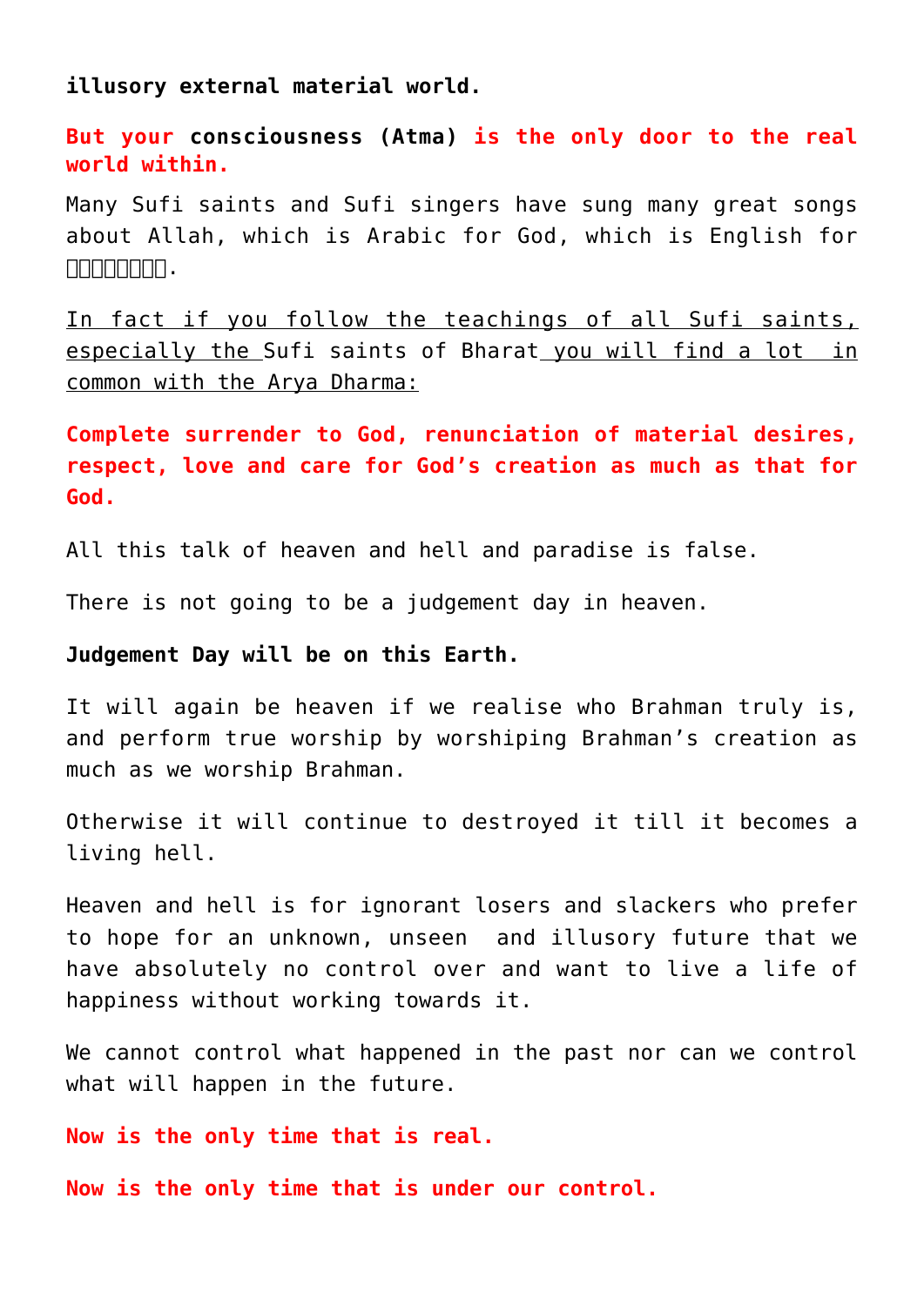**illusory external material world.**

**But your consciousness (Atma) is the only door to the real world within.**

Many Sufi saints and Sufi singers have sung many great songs about Allah, which is Arabic for God, which is English for □□□□□□□□.

In fact if you follow the teachings of all Sufi saints, especially the Sufi saints of Bharat you will find a lot in common with the Arya Dharma:

**Complete surrender to God, renunciation of material desires, respect, love and care for God's creation as much as that for God.**

All this talk of heaven and hell and paradise is false.

There is not going to be a judgement day in heaven.

**Judgement Day will be on this Earth.**

It will again be heaven if we realise who Brahman truly is, and perform true worship by worshiping Brahman's creation as much as we worship Brahman.

Otherwise it will continue to destroyed it till it becomes a living hell.

Heaven and hell is for ignorant losers and slackers who prefer to hope for an unknown, unseen and illusory future that we have absolutely no control over and want to live a life of happiness without working towards it.

We cannot control what happened in the past nor can we control what will happen in the future.

**Now is the only time that is real.**

**Now is the only time that is under our control.**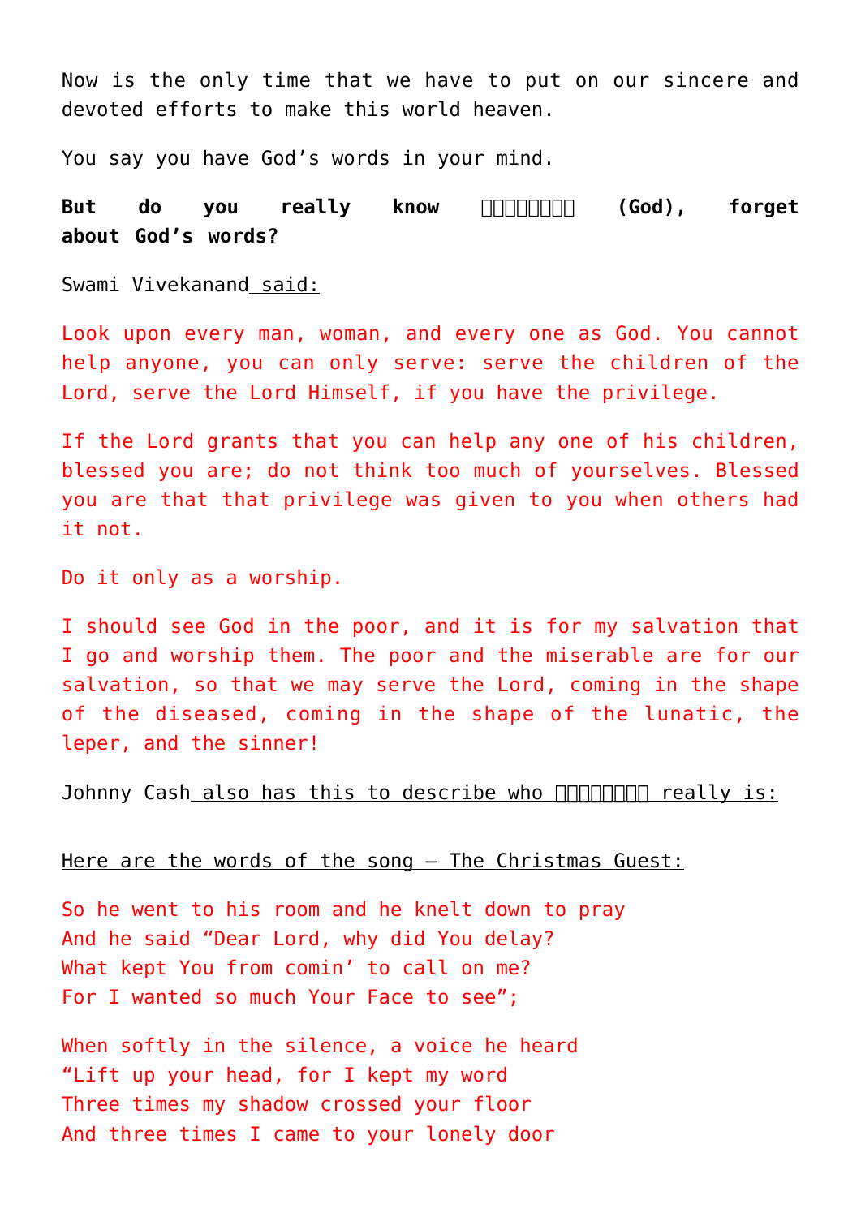Now is the only time that we have to put on our sincere and devoted efforts to make this world heaven.

You say you have God's words in your mind.

**But do you really know □□□□□□□□ (God), forget about God's words?**

Swami Vivekanand said:

Look upon every man, woman, and every one as God. You cannot help anyone, you can only serve: serve the children of the Lord, serve the Lord Himself, if you have the privilege.

If the Lord grants that you can help any one of his children, blessed you are; do not think too much of yourselves. Blessed you are that that privilege was given to you when others had it not.

Do it only as a worship.

I should see God in the poor, and it is for my salvation that I go and worship them. The poor and the miserable are for our salvation, so that we may serve the Lord, coming in the shape of the diseased, coming in the shape of the lunatic, the leper, and the sinner!

Johnny Cash also has this to describe who □□□□□□□□ really is:

Here are the words of the song – The Christmas Guest:

So he went to his room and he knelt down to pray
And he said "Dear Lord, why did You delay?
What kept You from comin' to call on me?
For I wanted so much Your Face to see";

When softly in the silence, a voice he heard
"Lift up your head, for I kept my word
Three times my shadow crossed your floor
And three times I came to your lonely door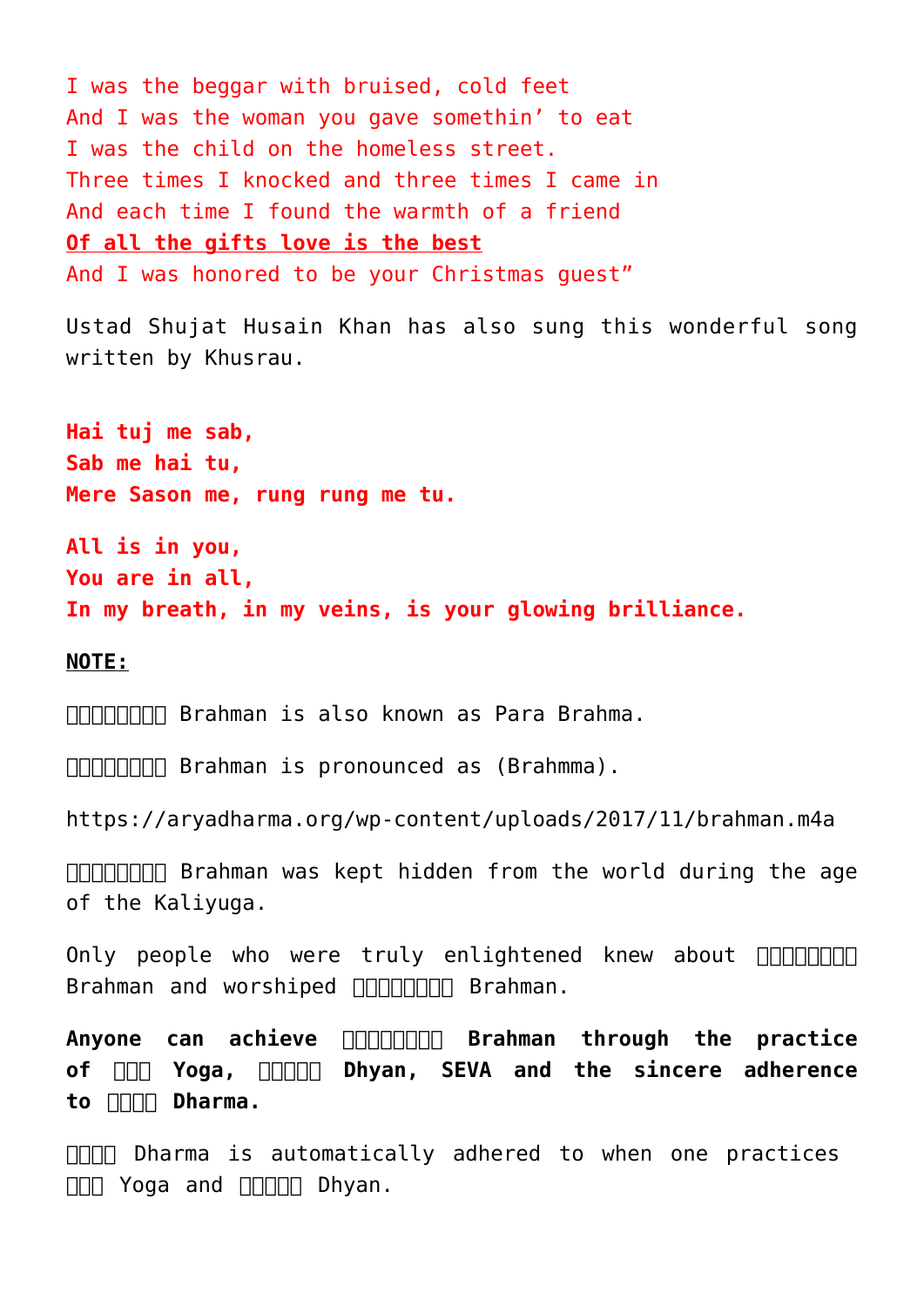I was the beggar with bruised, cold feet
And I was the woman you gave somethin' to eat
I was the child on the homeless street.
Three times I knocked and three times I came in
And each time I found the warmth of a friend
**<u>Of all the gifts love is the best</u>**
And I was honored to be your Christmas guest"

Ustad Shujat Husain Khan has also sung this wonderful song written by Khusrau.

**Hai tuj me sab,**
**Sab me hai tu,**
**Mere Sason me, rung rung me tu.**

**All is in you,**
**You are in all,**
**In my breath, in my veins, is your glowing brilliance.**

**<u>NOTE:</u>**

ब्रह्मन् Brahman is also known as Para Brahma.

ब्रह्मन् Brahman is pronounced as (Brahmma).

https://aryadharma.org/wp-content/uploads/2017/11/brahman.m4a

ब्रह्मन् Brahman was kept hidden from the world during the age of the Kaliyuga.

Only people who were truly enlightened knew about ब्रह्मन् Brahman and worshiped ब्रह्मन् Brahman.

**Anyone can achieve ब्रह्मन् Brahman through the practice of योग Yoga, ध्यान Dhyan, SEVA and the sincere adherence to धर्म Dharma.**

धर्म Dharma is automatically adhered to when one practices योग Yoga and ध्यान Dhyan.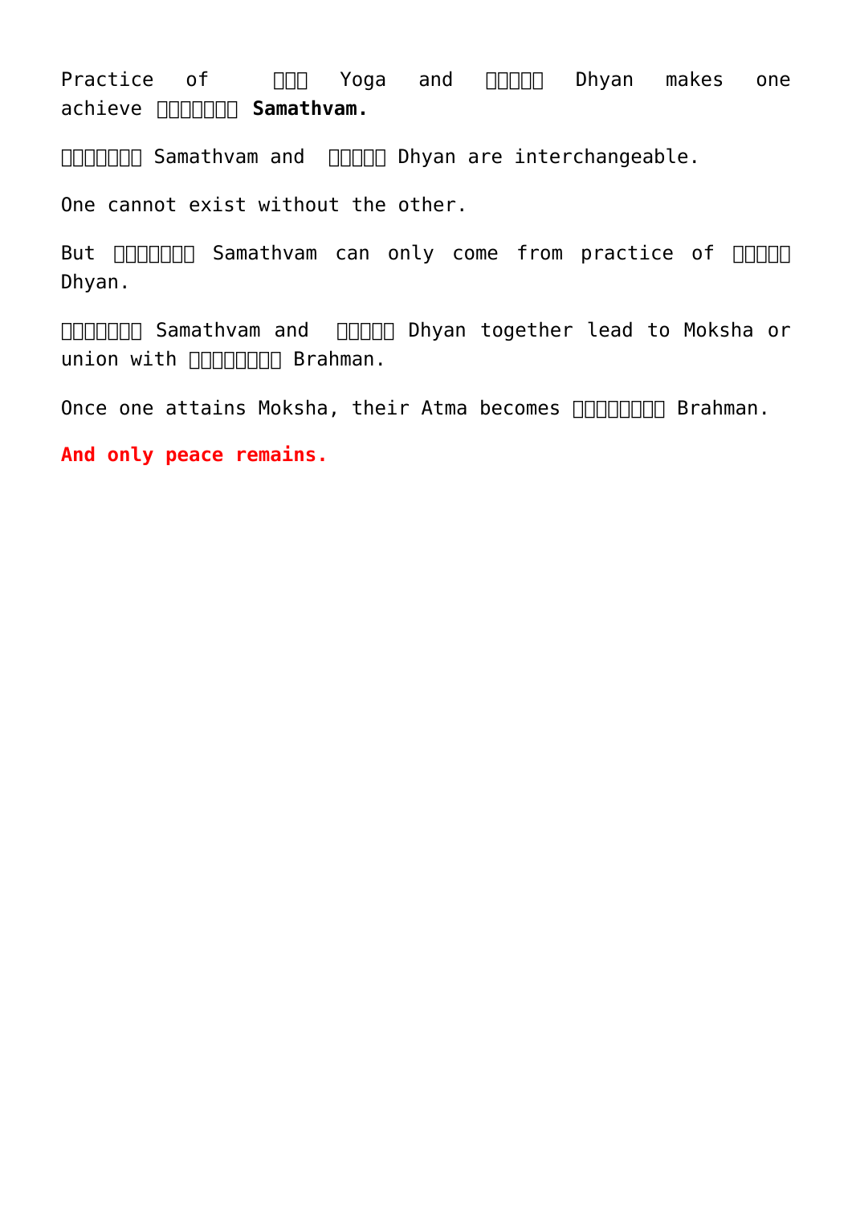Practice of □□□ Yoga and □□□□□ Dhyan makes one achieve □□□□□□□ **Samathvam.**

□□□□□□□ Samathvam and □□□□□ Dhyan are interchangeable.

One cannot exist without the other.

But □□□□□□□ Samathvam can only come from practice of □□□□□ Dhyan.

□□□□□□□ Samathvam and □□□□□ Dhyan together lead to Moksha or union with □□□□□□□□ Brahman.

Once one attains Moksha, their Atma becomes □□□□□□□□ Brahman.

**And only peace remains.**